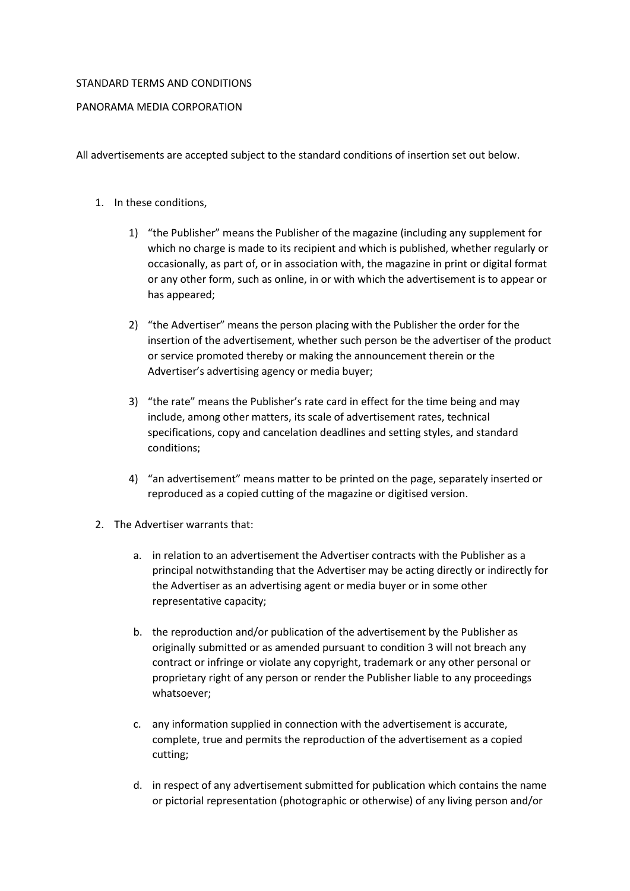STANDARD TERMS AND CONDITIONS

PANORAMA MEDIA CORPORATION

All advertisements are accepted subject to the standard conditions of insertion set out below.

1. In these conditions,

    1) "the Publisher" means the Publisher of the magazine (including any supplement for which no charge is made to its recipient and which is published, whether regularly or occasionally, as part of, or in association with, the magazine in print or digital format or any other form, such as online, in or with which the advertisement is to appear or has appeared;

    2) "the Advertiser" means the person placing with the Publisher the order for the insertion of the advertisement, whether such person be the advertiser of the product or service promoted thereby or making the announcement therein or the Advertiser's advertising agency or media buyer;

    3) "the rate" means the Publisher's rate card in effect for the time being and may include, among other matters, its scale of advertisement rates, technical specifications, copy and cancelation deadlines and setting styles, and standard conditions;

    4) "an advertisement" means matter to be printed on the page, separately inserted or reproduced as a copied cutting of the magazine or digitised version.

2. The Advertiser warrants that:

    a. in relation to an advertisement the Advertiser contracts with the Publisher as a principal notwithstanding that the Advertiser may be acting directly or indirectly for the Advertiser as an advertising agent or media buyer or in some other representative capacity;

    b. the reproduction and/or publication of the advertisement by the Publisher as originally submitted or as amended pursuant to condition 3 will not breach any contract or infringe or violate any copyright, trademark or any other personal or proprietary right of any person or render the Publisher liable to any proceedings whatsoever;

    c. any information supplied in connection with the advertisement is accurate, complete, true and permits the reproduction of the advertisement as a copied cutting;

    d. in respect of any advertisement submitted for publication which contains the name or pictorial representation (photographic or otherwise) of any living person and/or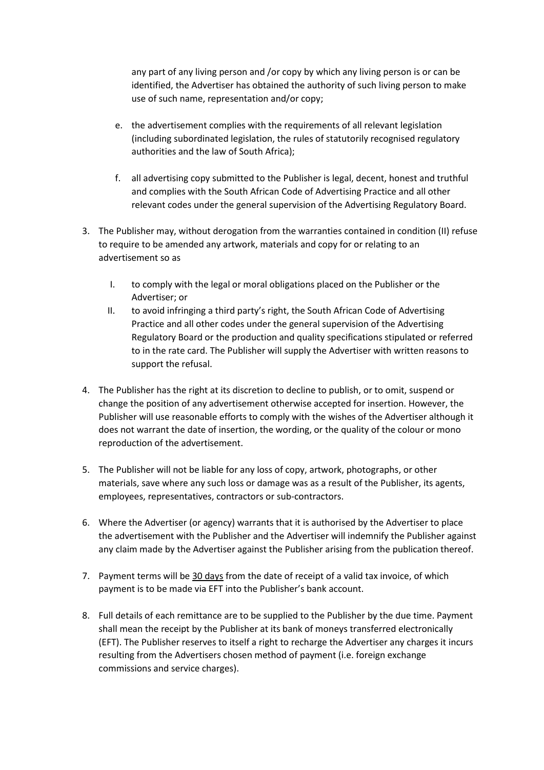any part of any living person and /or copy by which any living person is or can be identified, the Advertiser has obtained the authority of such living person to make use of such name, representation and/or copy;

e. the advertisement complies with the requirements of all relevant legislation (including subordinated legislation, the rules of statutorily recognised regulatory authorities and the law of South Africa);

f. all advertising copy submitted to the Publisher is legal, decent, honest and truthful and complies with the South African Code of Advertising Practice and all other relevant codes under the general supervision of the Advertising Regulatory Board.

3. The Publisher may, without derogation from the warranties contained in condition (II) refuse to require to be amended any artwork, materials and copy for or relating to an advertisement so as

    I. to comply with the legal or moral obligations placed on the Publisher or the Advertiser; or

    II. to avoid infringing a third party's right, the South African Code of Advertising Practice and all other codes under the general supervision of the Advertising Regulatory Board or the production and quality specifications stipulated or referred to in the rate card. The Publisher will supply the Advertiser with written reasons to support the refusal.

4. The Publisher has the right at its discretion to decline to publish, or to omit, suspend or change the position of any advertisement otherwise accepted for insertion. However, the Publisher will use reasonable efforts to comply with the wishes of the Advertiser although it does not warrant the date of insertion, the wording, or the quality of the colour or mono reproduction of the advertisement.

5. The Publisher will not be liable for any loss of copy, artwork, photographs, or other materials, save where any such loss or damage was as a result of the Publisher, its agents, employees, representatives, contractors or sub-contractors.

6. Where the Advertiser (or agency) warrants that it is authorised by the Advertiser to place the advertisement with the Publisher and the Advertiser will indemnify the Publisher against any claim made by the Advertiser against the Publisher arising from the publication thereof.

7. Payment terms will be 30 days from the date of receipt of a valid tax invoice, of which payment is to be made via EFT into the Publisher's bank account.

8. Full details of each remittance are to be supplied to the Publisher by the due time. Payment shall mean the receipt by the Publisher at its bank of moneys transferred electronically (EFT). The Publisher reserves to itself a right to recharge the Advertiser any charges it incurs resulting from the Advertisers chosen method of payment (i.e. foreign exchange commissions and service charges).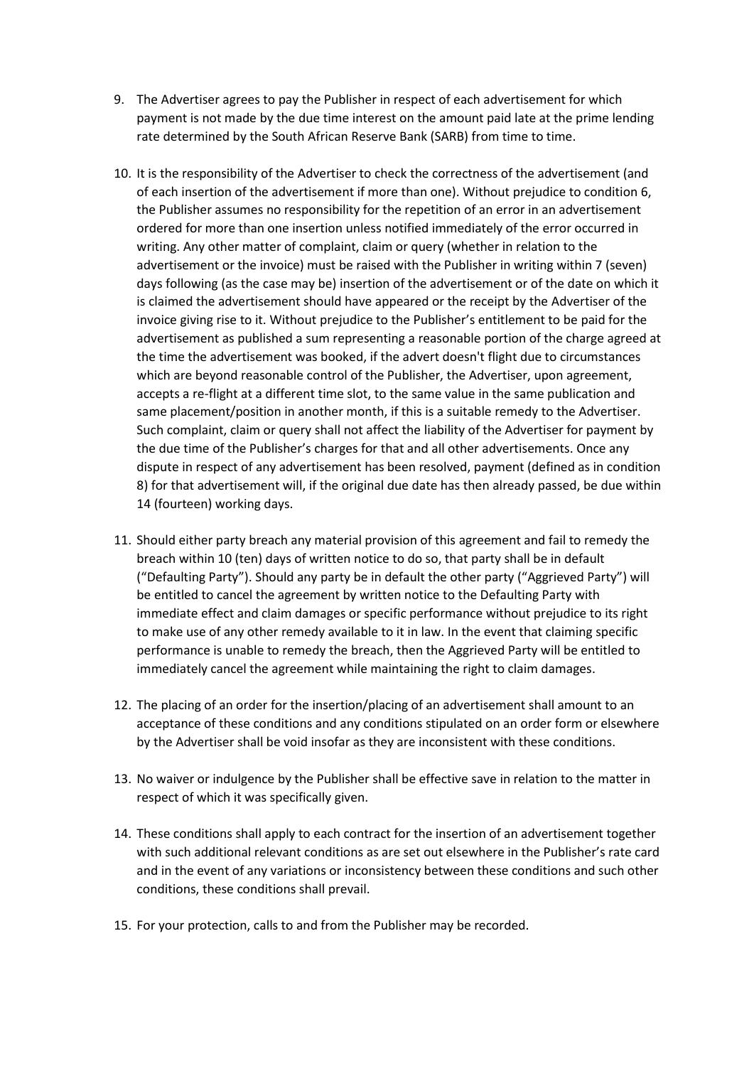9. The Advertiser agrees to pay the Publisher in respect of each advertisement for which payment is not made by the due time interest on the amount paid late at the prime lending rate determined by the South African Reserve Bank (SARB) from time to time.

10. It is the responsibility of the Advertiser to check the correctness of the advertisement (and of each insertion of the advertisement if more than one). Without prejudice to condition 6, the Publisher assumes no responsibility for the repetition of an error in an advertisement ordered for more than one insertion unless notified immediately of the error occurred in writing. Any other matter of complaint, claim or query (whether in relation to the advertisement or the invoice) must be raised with the Publisher in writing within 7 (seven) days following (as the case may be) insertion of the advertisement or of the date on which it is claimed the advertisement should have appeared or the receipt by the Advertiser of the invoice giving rise to it. Without prejudice to the Publisher's entitlement to be paid for the advertisement as published a sum representing a reasonable portion of the charge agreed at the time the advertisement was booked, if the advert doesn't flight due to circumstances which are beyond reasonable control of the Publisher, the Advertiser, upon agreement, accepts a re-flight at a different time slot, to the same value in the same publication and same placement/position in another month, if this is a suitable remedy to the Advertiser. Such complaint, claim or query shall not affect the liability of the Advertiser for payment by the due time of the Publisher's charges for that and all other advertisements. Once any dispute in respect of any advertisement has been resolved, payment (defined as in condition 8) for that advertisement will, if the original due date has then already passed, be due within 14 (fourteen) working days.

11. Should either party breach any material provision of this agreement and fail to remedy the breach within 10 (ten) days of written notice to do so, that party shall be in default ("Defaulting Party"). Should any party be in default the other party ("Aggrieved Party") will be entitled to cancel the agreement by written notice to the Defaulting Party with immediate effect and claim damages or specific performance without prejudice to its right to make use of any other remedy available to it in law. In the event that claiming specific performance is unable to remedy the breach, then the Aggrieved Party will be entitled to immediately cancel the agreement while maintaining the right to claim damages.

12. The placing of an order for the insertion/placing of an advertisement shall amount to an acceptance of these conditions and any conditions stipulated on an order form or elsewhere by the Advertiser shall be void insofar as they are inconsistent with these conditions.

13. No waiver or indulgence by the Publisher shall be effective save in relation to the matter in respect of which it was specifically given.

14. These conditions shall apply to each contract for the insertion of an advertisement together with such additional relevant conditions as are set out elsewhere in the Publisher's rate card and in the event of any variations or inconsistency between these conditions and such other conditions, these conditions shall prevail.

15. For your protection, calls to and from the Publisher may be recorded.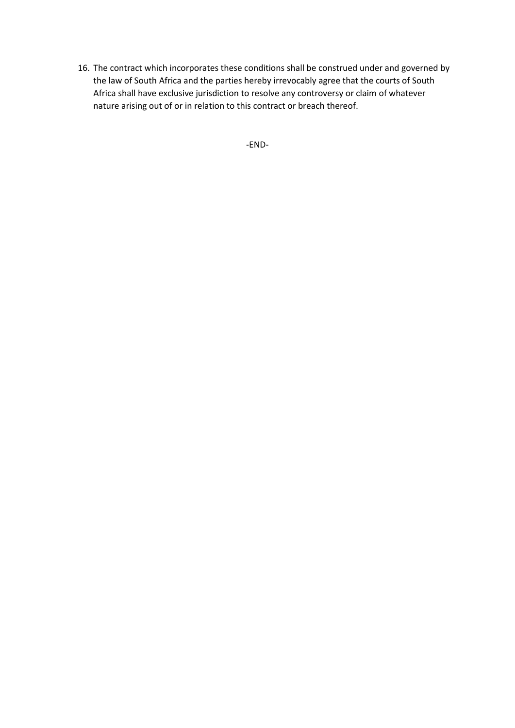16. The contract which incorporates these conditions shall be construed under and governed by the law of South Africa and the parties hereby irrevocably agree that the courts of South Africa shall have exclusive jurisdiction to resolve any controversy or claim of whatever nature arising out of or in relation to this contract or breach thereof.

-END-